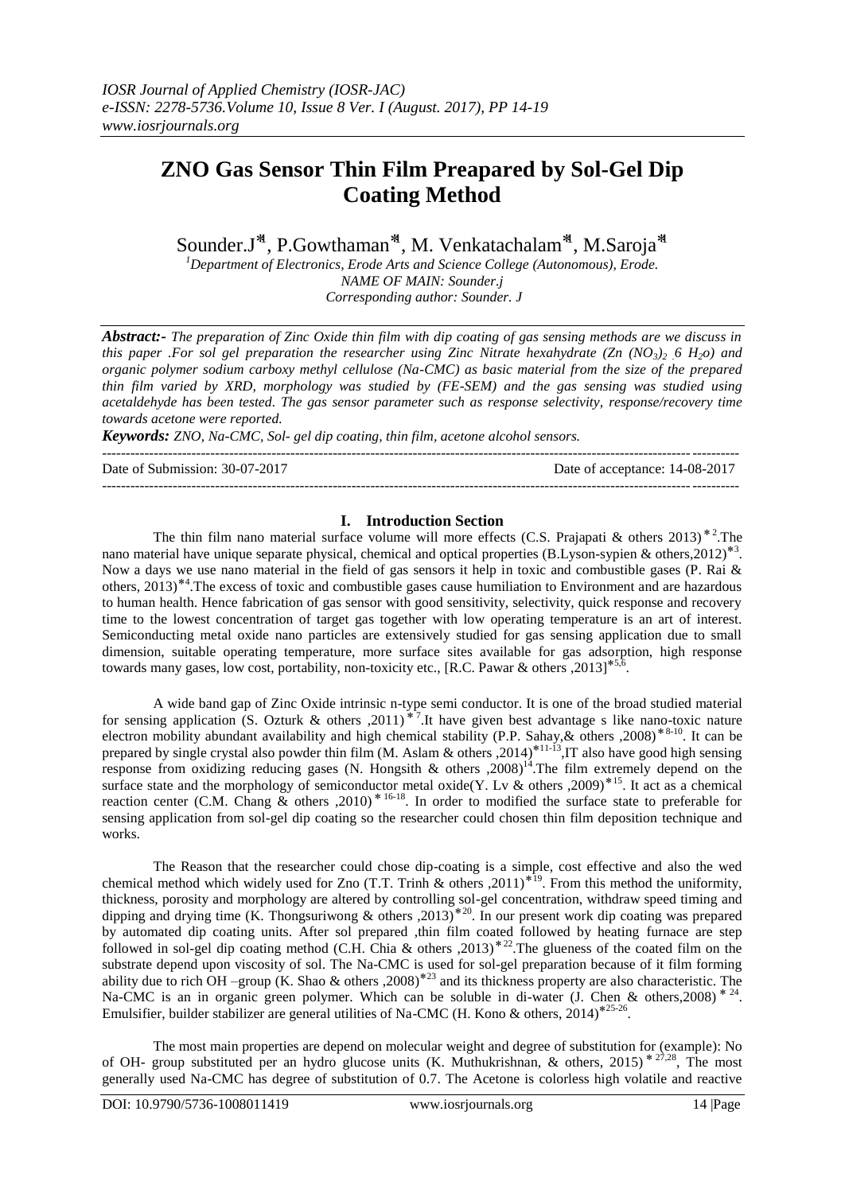*IOSR Journal of Applied Chemistry (IOSR-JAC)*
*e-ISSN: 2278-5736.Volume 10, Issue 8 Ver. I (August. 2017), PP 14-19*
*www.iosrjournals.org*

# ZNO Gas Sensor Thin Film Preapared by Sol-Gel Dip Coating Method

Sounder.J*[1], P.Gowthaman*[1], M. Venkatachalam*[1], M.Saroja*[1]

[1]Department of Electronics, Erode Arts and Science College (Autonomous), Erode.
NAME OF MAIN: Sounder.j
Corresponding author: Sounder. J

***Abstract:-** The preparation of Zinc Oxide thin film with dip coating of gas sensing methods are we discuss in this paper .For sol gel preparation the researcher using Zinc Nitrate hexahydrate (Zn $(NO_3)_2$ . 6 $H_2o$) and organic polymer sodium carboxy methyl cellulose (Na-CMC) as basic material from the size of the prepared thin film varied by XRD, morphology was studied by (FE-SEM) and the gas sensing was studied using acetaldehyde has been tested. The gas sensor parameter such as response selectivity, response/recovery time towards acetone were reported.*

***Keywords:** ZNO, Na-CMC, Sol- gel dip coating, thin film, acetone alcohol sensors.*

---

Date of Submission: 30-07-2017 Date of acceptance: 14-08-2017

---

## I. Introduction Section

The thin film nano material surface volume will more effects (C.S. Prajapati & others 2013)*[2].The nano material have unique separate physical, chemical and optical properties (B.Lyson-sypien & others,2012)*[3]. Now a days we use nano material in the field of gas sensors it help in toxic and combustible gases (P. Rai & others, 2013)*[4].The excess of toxic and combustible gases cause humiliation to Environment and are hazardous to human health. Hence fabrication of gas sensor with good sensitivity, selectivity, quick response and recovery time to the lowest concentration of target gas together with low operating temperature is an art of interest. Semiconducting metal oxide nano particles are extensively studied for gas sensing application due to small dimension, suitable operating temperature, more surface sites available for gas adsorption, high response towards many gases, low cost, portability, non-toxicity etc., [R.C. Pawar & others ,2013]*[5,6].

A wide band gap of Zinc Oxide intrinsic n-type semi conductor. It is one of the broad studied material for sensing application (S. Ozturk & others ,2011)*[7].It have given best advantage s like nano-toxic nature electron mobility abundant availability and high chemical stability (P.P. Sahay,& others ,2008)*[8-10]. It can be prepared by single crystal also powder thin film (M. Aslam & others ,2014)*[11-13],IT also have good high sensing response from oxidizing reducing gases (N. Hongsith & others ,2008)[14].The film extremely depend on the surface state and the morphology of semiconductor metal oxide(Y. Lv & others ,2009)*[15]. It act as a chemical reaction center (C.M. Chang & others ,2010)*[16-18]. In order to modified the surface state to preferable for sensing application from sol-gel dip coating so the researcher could chosen thin film deposition technique and works.

The Reason that the researcher could chose dip-coating is a simple, cost effective and also the wed chemical method which widely used for Zno (T.T. Trinh & others ,2011)*[19]. From this method the uniformity, thickness, porosity and morphology are altered by controlling sol-gel concentration, withdraw speed timing and dipping and drying time (K. Thongsuriwong & others ,2013)*[20]. In our present work dip coating was prepared by automated dip coating units. After sol prepared ,thin film coated followed by heating furnace are step followed in sol-gel dip coating method (C.H. Chia & others ,2013)*[22].The glueness of the coated film on the substrate depend upon viscosity of sol. The Na-CMC is used for sol-gel preparation because of it film forming ability due to rich OH –group (K. Shao & others ,2008)*[23] and its thickness property are also characteristic. The Na-CMC is an in organic green polymer. Which can be soluble in di-water (J. Chen & others,2008)*[24]. Emulsifier, builder stabilizer are general utilities of Na-CMC (H. Kono & others, 2014)*[25-26].

The most main properties are depend on molecular weight and degree of substitution for (example): No of OH- group substituted per an hydro glucose units (K. Muthukrishnan, & others, 2015)*[27,28], The most generally used Na-CMC has degree of substitution of 0.7. The Acetone is colorless high volatile and reactive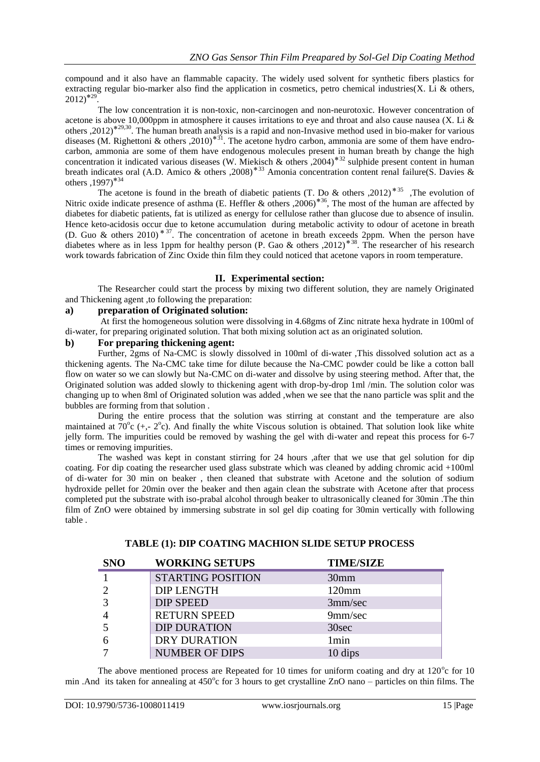compound and it also have an flammable capacity. The widely used solvent for synthetic fibers plastics for extracting regular bio-marker also find the application in cosmetics, petro chemical industries(X. Li & others, 2012)*[29].

The low concentration it is non-toxic, non-carcinogen and non-neurotoxic. However concentration of acetone is above 10,000ppm in atmosphere it causes irritations to eye and throat and also cause nausea (X. Li & others ,2012)*[29,30]. The human breath analysis is a rapid and non-Invasive method used in bio-maker for various diseases (M. Righettoni & others ,2010)*[31]. The acetone hydro carbon, ammonia are some of them have endro-carbon, ammonia are some of them have endogenous molecules present in human breath by change the high concentration it indicated various diseases (W. Miekisch & others ,2004)*[32] sulphide present content in human breath indicates oral (A.D. Amico & others ,2008)*[33] Amonia concentration content renal failure(S. Davies & others ,1997)*[34]

The acetone is found in the breath of diabetic patients (T. Do & others ,2012)*[35] ,The evolution of Nitric oxide indicate presence of asthma (E. Heffler & others ,2006)*[36], The most of the human are affected by diabetes for diabetic patients, fat is utilized as energy for cellulose rather than glucose due to absence of insulin. Hence keto-acidosis occur due to ketone accumulation during metabolic activity to odour of acetone in breath (D. Guo & others 2010)*[37]. The concentration of acetone in breath exceeds 2ppm. When the person have diabetes where as in less 1ppm for healthy person (P. Gao & others ,2012)*[38]. The researcher of his research work towards fabrication of Zinc Oxide thin film they could noticed that acetone vapors in room temperature.

## II. Experimental section:

The Researcher could start the process by mixing two different solution, they are namely Originated and Thickening agent ,to following the preparation:

### a) preparation of Originated solution:

At first the homogeneous solution were dissolving in 4.68gms of Zinc nitrate hexa hydrate in 100ml of di-water, for preparing originated solution. That both mixing solution act as an originated solution.

### b) For preparing thickening agent:

Further, 2gms of Na-CMC is slowly dissolved in 100ml of di-water ,This dissolved solution act as a thickening agents. The Na-CMC take time for dilute because the Na-CMC powder could be like a cotton ball flow on water so we can slowly but Na-CMC on di-water and dissolve by using steering method. After that, the Originated solution was added slowly to thickening agent with drop-by-drop 1ml /min. The solution color was changing up to when 8ml of Originated solution was added ,when we see that the nano particle was split and the bubbles are forming from that solution .

During the entire process that the solution was stirring at constant and the temperature are also maintained at $70^{o}$c (+,- $2^{o}$c). And finally the white Viscous solution is obtained. That solution look like white jelly form. The impurities could be removed by washing the gel with di-water and repeat this process for 6-7 times or removing impurities.

The washed was kept in constant stirring for 24 hours ,after that we use that gel solution for dip coating. For dip coating the researcher used glass substrate which was cleaned by adding chromic acid +100ml of di-water for 30 min on beaker , then cleaned that substrate with Acetone and the solution of sodium hydroxide pellet for 20min over the beaker and then again clean the substrate with Acetone after that process completed put the substrate with iso-prabal alcohol through beaker to ultrasonically cleaned for 30min .The thin film of ZnO were obtained by immersing substrate in sol gel dip coating for 30min vertically with following table .

**TABLE (1): DIP COATING MACHION SLIDE SETUP PROCESS**

| SNO | WORKING SETUPS | TIME/SIZE |
|---|---|---|
| 1 | STARTING POSITION | 30mm |
| 2 | DIP LENGTH | 120mm |
| 3 | DIP SPEED | 3mm/sec |
| 4 | RETURN SPEED | 9mm/sec |
| 5 | DIP DURATION | 30sec |
| 6 | DRY DURATION | 1min |
| 7 | NUMBER OF DIPS | 10 dips |

The above mentioned process are Repeated for 10 times for uniform coating and dry at $120^{o}$c for 10 min .And its taken for annealing at $450^{o}$c for 3 hours to get crystalline ZnO nano – particles on thin films. The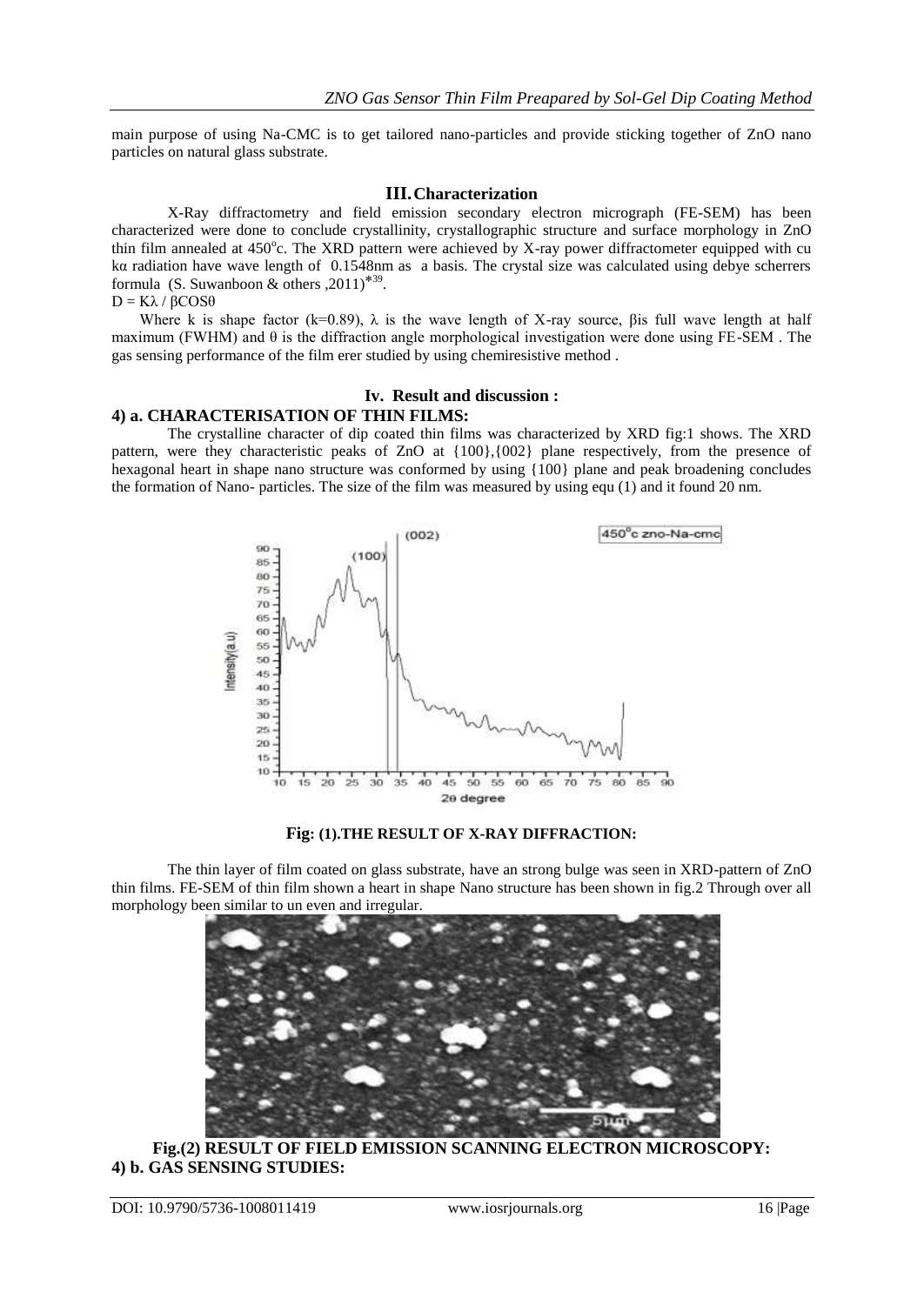main purpose of using Na-CMC is to get tailored nano-particles and provide sticking together of ZnO nano particles on natural glass substrate.

## III. Characterization

X-Ray diffractometry and field emission secondary electron micrograph (FE-SEM) has been characterized were done to conclude crystallinity, crystallographic structure and surface morphology in ZnO thin film annealed at 450°c. The XRD pattern were achieved by X-ray power diffractometer equipped with cu kα radiation have wave length of 0.1548nm as a basis. The crystal size was calculated using debye scherrers formula (S. Suwanboon & others ,2011)*[39].

$D = K\lambda / \beta COS\theta$

Where k is shape factor (k=0.89), λ is the wave length of X-ray source, βis full wave length at half maximum (FWHM) and θ is the diffraction angle morphological investigation were done using FE-SEM . The gas sensing performance of the film erer studied by using chemiresistive method .

## Iv. Result and discussion :

### 4) a. CHARACTERISATION OF THIN FILMS:

The crystalline character of dip coated thin films was characterized by XRD fig:1 shows. The XRD pattern, were they characteristic peaks of ZnO at {100},{002} plane respectively, from the presence of hexagonal heart in shape nano structure was conformed by using {100} plane and peak broadening concludes the formation of Nano- particles. The size of the film was measured by using equ (1) and it found 20 nm.

**Fig: (1).THE RESULT OF X-RAY DIFFRACTION:**

The thin layer of film coated on glass substrate, have an strong bulge was seen in XRD-pattern of ZnO thin films. FE-SEM of thin film shown a heart in shape Nano structure has been shown in fig.2 Through over all morphology been similar to un even and irregular.

**Fig.(2) RESULT OF FIELD EMISSION SCANNING ELECTRON MICROSCOPY:**

### 4) b. GAS SENSING STUDIES: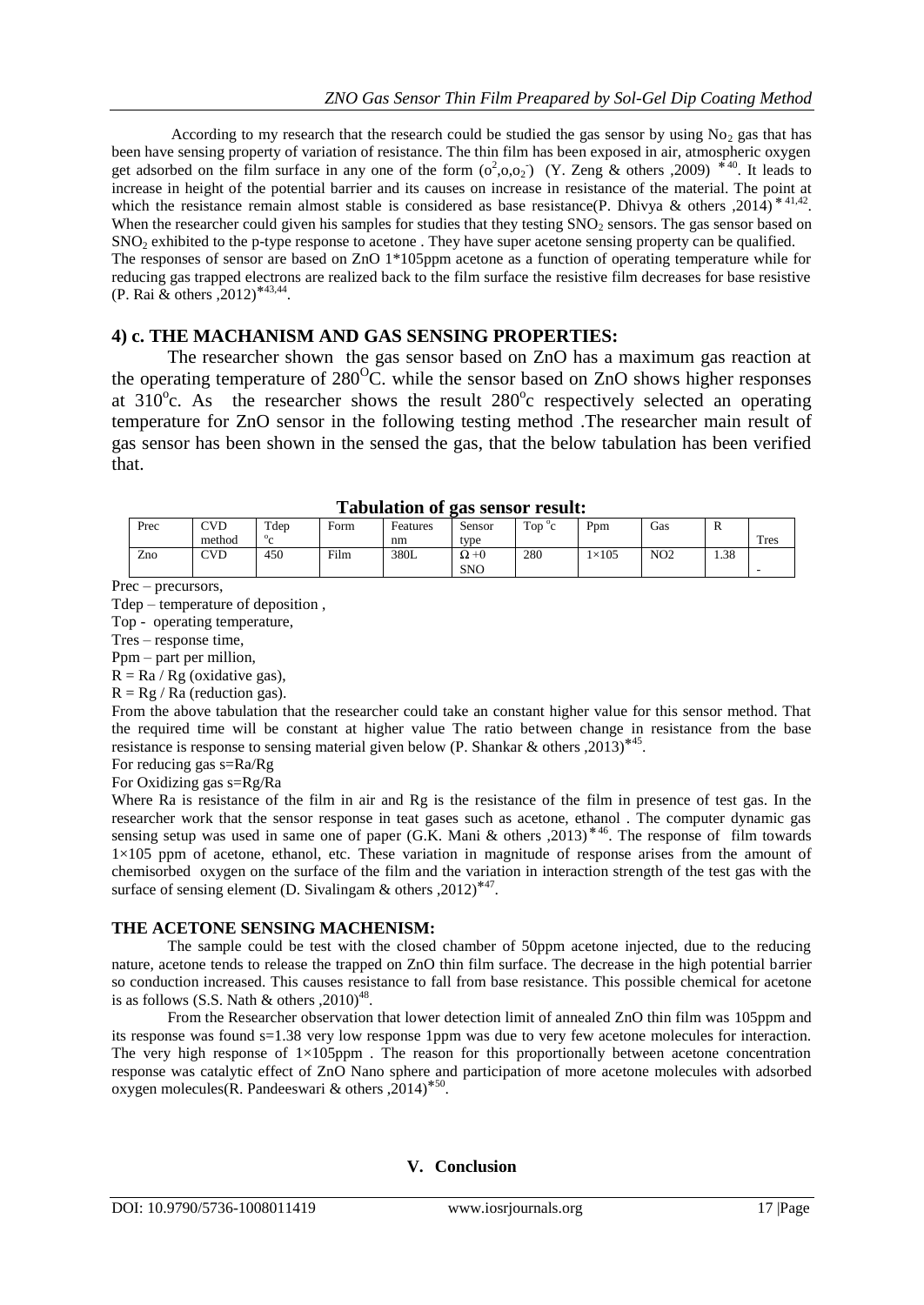According to my research that the research could be studied the gas sensor by using $No_2$ gas that has been have sensing property of variation of resistance. The thin film has been exposed in air, atmospheric oxygen get adsorbed on the film surface in any one of the form ($o^2$,o,$o_2^-$) (Y. Zeng & others ,2009) *[40]. It leads to increase in height of the potential barrier and its causes on increase in resistance of the material. The point at which the resistance remain almost stable is considered as base resistance(P. Dhivya & others ,2014) *[41,42]. When the researcher could given his samples for studies that they testing $SNO_2$ sensors. The gas sensor based on $SNO_2$ exhibited to the p-type response to acetone . They have super acetone sensing property can be qualified.
The responses of sensor are based on ZnO 1*105ppm acetone as a function of operating temperature while for reducing gas trapped electrons are realized back to the film surface the resistive film decreases for base resistive (P. Rai & others ,2012)*[43,44].

## 4) c. THE MACHANISM AND GAS SENSING PROPERTIES:

The researcher shown the gas sensor based on ZnO has a maximum gas reaction at the operating temperature of 280$^O$C. while the sensor based on ZnO shows higher responses at 310$^o$c. As the researcher shows the result 280$^o$c respectively selected an operating temperature for ZnO sensor in the following testing method .The researcher main result of gas sensor has been shown in the sensed the gas, that the below tabulation has been verified that.

**Tabulation of gas sensor result:**

| Prec | CVD method | Tdep $^o$c | Form | Features nm | Sensor type | Top $^o$c | Ppm | Gas | R | Tres |
|---|---|---|---|---|---|---|---|---|---|---|
| Zno | CVD | 450 | Film | 380L | $\Omega$ +0 SNO | 280 | 1×105 | NO2 | 1.38 | - |

Prec – precursors,
Tdep – temperature of deposition ,
Top - operating temperature,
Tres – response time,
Ppm – part per million,
R = Ra / Rg (oxidative gas),
R = Rg / Ra (reduction gas).

From the above tabulation that the researcher could take an constant higher value for this sensor method. That the required time will be constant at higher value The ratio between change in resistance from the base resistance is response to sensing material given below (P. Shankar & others ,2013)*[45].
For reducing gas s=Ra/Rg
For Oxidizing gas s=Rg/Ra
Where Ra is resistance of the film in air and Rg is the resistance of the film in presence of test gas. In the researcher work that the sensor response in teat gases such as acetone, ethanol . The computer dynamic gas sensing setup was used in same one of paper (G.K. Mani & others ,2013) *[46]. The response of film towards 1×105 ppm of acetone, ethanol, etc. These variation in magnitude of response arises from the amount of chemisorbed oxygen on the surface of the film and the variation in interaction strength of the test gas with the surface of sensing element (D. Sivalingam & others ,2012)*[47].

### THE ACETONE SENSING MACHENISM:

The sample could be test with the closed chamber of 50ppm acetone injected, due to the reducing nature, acetone tends to release the trapped on ZnO thin film surface. The decrease in the high potential barrier so conduction increased. This causes resistance to fall from base resistance. This possible chemical for acetone is as follows (S.S. Nath & others ,2010)[48].

From the Researcher observation that lower detection limit of annealed ZnO thin film was 105ppm and its response was found s=1.38 very low response 1ppm was due to very few acetone molecules for interaction. The very high response of 1×105ppm . The reason for this proportionally between acetone concentration response was catalytic effect of ZnO Nano sphere and participation of more acetone molecules with adsorbed oxygen molecules(R. Pandeeswari & others ,2014)*[50].

## V. Conclusion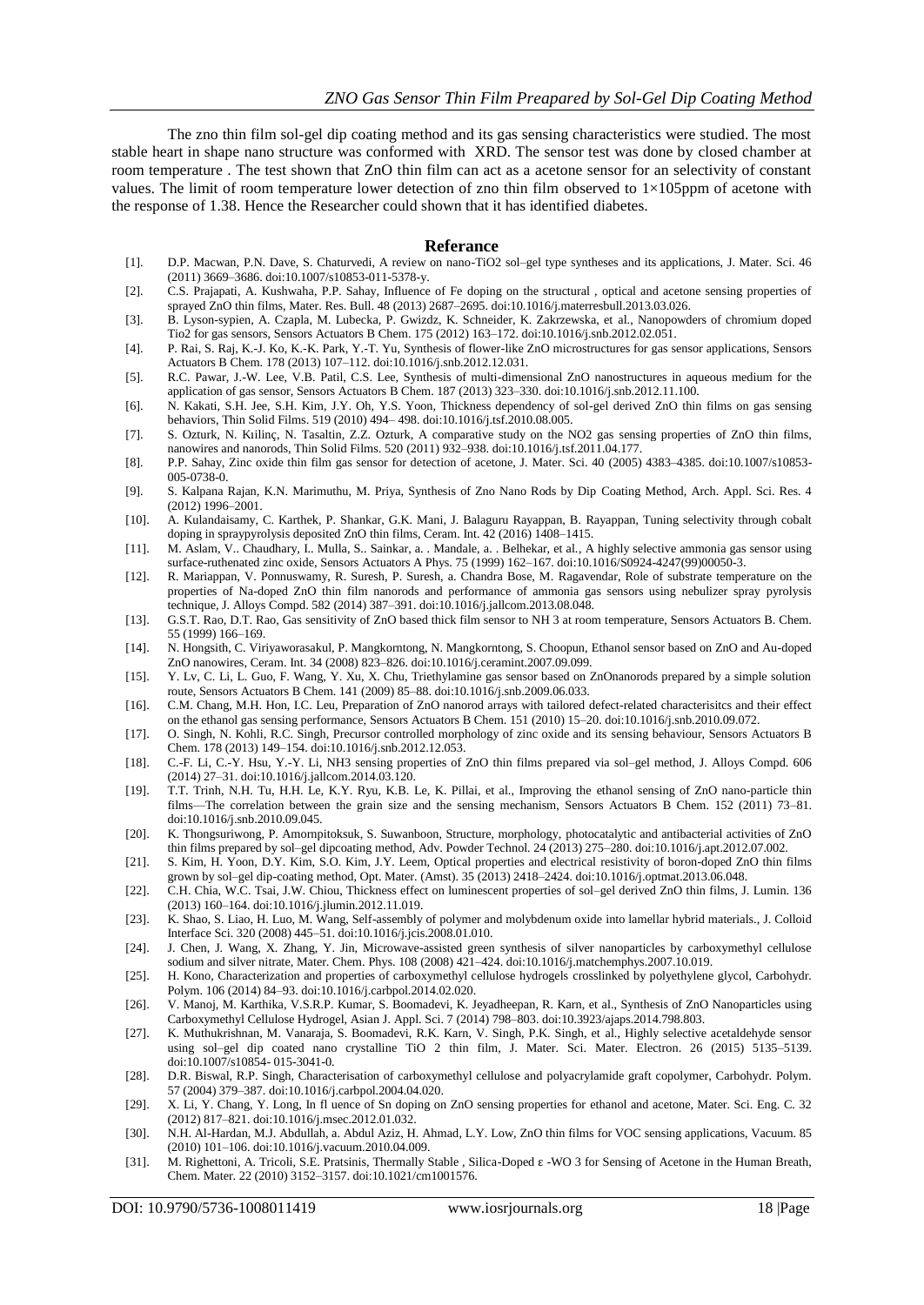The zno thin film sol-gel dip coating method and its gas sensing characteristics were studied. The most stable heart in shape nano structure was conformed with XRD. The sensor test was done by closed chamber at room temperature . The test shown that ZnO thin film can act as a acetone sensor for an selectivity of constant values. The limit of room temperature lower detection of zno thin film observed to 1×105ppm of acetone with the response of 1.38. Hence the Researcher could shown that it has identified diabetes.

## Referance

[1]. D.P. Macwan, P.N. Dave, S. Chaturvedi, A review on nano-TiO2 sol–gel type syntheses and its applications, J. Mater. Sci. 46 (2011) 3669–3686. doi:10.1007/s10853-011-5378-y.

[2]. C.S. Prajapati, A. Kushwaha, P.P. Sahay, Influence of Fe doping on the structural , optical and acetone sensing properties of sprayed ZnO thin films, Mater. Res. Bull. 48 (2013) 2687–2695. doi:10.1016/j.materresbull.2013.03.026.

[3]. B. Lyson-sypien, A. Czapla, M. Lubecka, P. Gwizdz, K. Schneider, K. Zakrzewska, et al., Nanopowders of chromium doped Tio2 for gas sensors, Sensors Actuators B Chem. 175 (2012) 163–172. doi:10.1016/j.snb.2012.02.051.

[4]. P. Rai, S. Raj, K.-J. Ko, K.-K. Park, Y.-T. Yu, Synthesis of flower-like ZnO microstructures for gas sensor applications, Sensors Actuators B Chem. 178 (2013) 107–112. doi:10.1016/j.snb.2012.12.031.

[5]. R.C. Pawar, J.-W. Lee, V.B. Patil, C.S. Lee, Synthesis of multi-dimensional ZnO nanostructures in aqueous medium for the application of gas sensor, Sensors Actuators B Chem. 187 (2013) 323–330. doi:10.1016/j.snb.2012.11.100.

[6]. N. Kakati, S.H. Jee, S.H. Kim, J.Y. Oh, Y.S. Yoon, Thickness dependency of sol-gel derived ZnO thin films on gas sensing behaviors, Thin Solid Films. 519 (2010) 494– 498. doi:10.1016/j.tsf.2010.08.005.

[7]. S. Ozturk, N. Kılınç, N. Tasaltin, Z.Z. Ozturk, A comparative study on the NO2 gas sensing properties of ZnO thin films, nanowires and nanorods, Thin Solid Films. 520 (2011) 932–938. doi:10.1016/j.tsf.2011.04.177.

[8]. P.P. Sahay, Zinc oxide thin film gas sensor for detection of acetone, J. Mater. Sci. 40 (2005) 4383–4385. doi:10.1007/s10853-005-0738-0.

[9]. S. Kalpana Rajan, K.N. Marimuthu, M. Priya, Synthesis of Zno Nano Rods by Dip Coating Method, Arch. Appl. Sci. Res. 4 (2012) 1996–2001.

[10]. A. Kulandaisamy, C. Karthek, P. Shankar, G.K. Mani, J. Balaguru Rayappan, B. Rayappan, Tuning selectivity through cobalt doping in spraypyrolysis deposited ZnO thin films, Ceram. Int. 42 (2016) 1408–1415.

[11]. M. Aslam, V.. Chaudhary, I.. Mulla, S.. Sainkar, a. . Mandale, a. . Belhekar, et al., A highly selective ammonia gas sensor using surface-ruthenated zinc oxide, Sensors Actuators A Phys. 75 (1999) 162–167. doi:10.1016/S0924-4247(99)00050-3.

[12]. R. Mariappan, V. Ponnuswamy, R. Suresh, P. Suresh, a. Chandra Bose, M. Ragavendar, Role of substrate temperature on the properties of Na-doped ZnO thin film nanorods and performance of ammonia gas sensors using nebulizer spray pyrolysis technique, J. Alloys Compd. 582 (2014) 387–391. doi:10.1016/j.jallcom.2013.08.048.

[13]. G.S.T. Rao, D.T. Rao, Gas sensitivity of ZnO based thick film sensor to NH 3 at room temperature, Sensors Actuators B. Chem. 55 (1999) 166–169.

[14]. N. Hongsith, C. Viriyaworasakul, P. Mangkorntong, N. Mangkorntong, S. Choopun, Ethanol sensor based on ZnO and Au-doped ZnO nanowires, Ceram. Int. 34 (2008) 823–826. doi:10.1016/j.ceramint.2007.09.099.

[15]. Y. Lv, C. Li, L. Guo, F. Wang, Y. Xu, X. Chu, Triethylamine gas sensor based on ZnOnanorods prepared by a simple solution route, Sensors Actuators B Chem. 141 (2009) 85–88. doi:10.1016/j.snb.2009.06.033.

[16]. C.M. Chang, M.H. Hon, I.C. Leu, Preparation of ZnO nanorod arrays with tailored defect-related characterisitcs and their effect on the ethanol gas sensing performance, Sensors Actuators B Chem. 151 (2010) 15–20. doi:10.1016/j.snb.2010.09.072.

[17]. O. Singh, N. Kohli, R.C. Singh, Precursor controlled morphology of zinc oxide and its sensing behaviour, Sensors Actuators B Chem. 178 (2013) 149–154. doi:10.1016/j.snb.2012.12.053.

[18]. C.-F. Li, C.-Y. Hsu, Y.-Y. Li, NH3 sensing properties of ZnO thin films prepared via sol–gel method, J. Alloys Compd. 606 (2014) 27–31. doi:10.1016/j.jallcom.2014.03.120.

[19]. T.T. Trinh, N.H. Tu, H.H. Le, K.Y. Ryu, K.B. Le, K. Pillai, et al., Improving the ethanol sensing of ZnO nano-particle thin films—The correlation between the grain size and the sensing mechanism, Sensors Actuators B Chem. 152 (2011) 73–81. doi:10.1016/j.snb.2010.09.045.

[20]. K. Thongsuriwong, P. Amornpitoksuk, S. Suwanboon, Structure, morphology, photocatalytic and antibacterial activities of ZnO thin films prepared by sol–gel dipcoating method, Adv. Powder Technol. 24 (2013) 275–280. doi:10.1016/j.apt.2012.07.002.

[21]. S. Kim, H. Yoon, D.Y. Kim, S.O. Kim, J.Y. Leem, Optical properties and electrical resistivity of boron-doped ZnO thin films grown by sol–gel dip-coating method, Opt. Mater. (Amst). 35 (2013) 2418–2424. doi:10.1016/j.optmat.2013.06.048.

[22]. C.H. Chia, W.C. Tsai, J.W. Chiou, Thickness effect on luminescent properties of sol–gel derived ZnO thin films, J. Lumin. 136 (2013) 160–164. doi:10.1016/j.jlumin.2012.11.019.

[23]. K. Shao, S. Liao, H. Luo, M. Wang, Self-assembly of polymer and molybdenum oxide into lamellar hybrid materials., J. Colloid Interface Sci. 320 (2008) 445–51. doi:10.1016/j.jcis.2008.01.010.

[24]. J. Chen, J. Wang, X. Zhang, Y. Jin, Microwave-assisted green synthesis of silver nanoparticles by carboxymethyl cellulose sodium and silver nitrate, Mater. Chem. Phys. 108 (2008) 421–424. doi:10.1016/j.matchemphys.2007.10.019.

[25]. H. Kono, Characterization and properties of carboxymethyl cellulose hydrogels crosslinked by polyethylene glycol, Carbohydr. Polym. 106 (2014) 84–93. doi:10.1016/j.carbpol.2014.02.020.

[26]. V. Manoj, M. Karthika, V.S.R.P. Kumar, S. Boomadevi, K. Jeyadheepan, R. Karn, et al., Synthesis of ZnO Nanoparticles using Carboxymethyl Cellulose Hydrogel, Asian J. Appl. Sci. 7 (2014) 798–803. doi:10.3923/ajaps.2014.798.803.

[27]. K. Muthukrishnan, M. Vanaraja, S. Boomadevi, R.K. Karn, V. Singh, P.K. Singh, et al., Highly selective acetaldehyde sensor using sol–gel dip coated nano crystalline TiO 2 thin film, J. Mater. Sci. Mater. Electron. 26 (2015) 5135–5139. doi:10.1007/s10854- 015-3041-0.

[28]. D.R. Biswal, R.P. Singh, Characterisation of carboxymethyl cellulose and polyacrylamide graft copolymer, Carbohydr. Polym. 57 (2004) 379–387. doi:10.1016/j.carbpol.2004.04.020.

[29]. X. Li, Y. Chang, Y. Long, In fl uence of Sn doping on ZnO sensing properties for ethanol and acetone, Mater. Sci. Eng. C. 32 (2012) 817–821. doi:10.1016/j.msec.2012.01.032.

[30]. N.H. Al-Hardan, M.J. Abdullah, a. Abdul Aziz, H. Ahmad, L.Y. Low, ZnO thin films for VOC sensing applications, Vacuum. 85 (2010) 101–106. doi:10.1016/j.vacuum.2010.04.009.

[31]. M. Righettoni, A. Tricoli, S.E. Pratsinis, Thermally Stable , Silica-Doped ε -WO 3 for Sensing of Acetone in the Human Breath, Chem. Mater. 22 (2010) 3152–3157. doi:10.1021/cm1001576.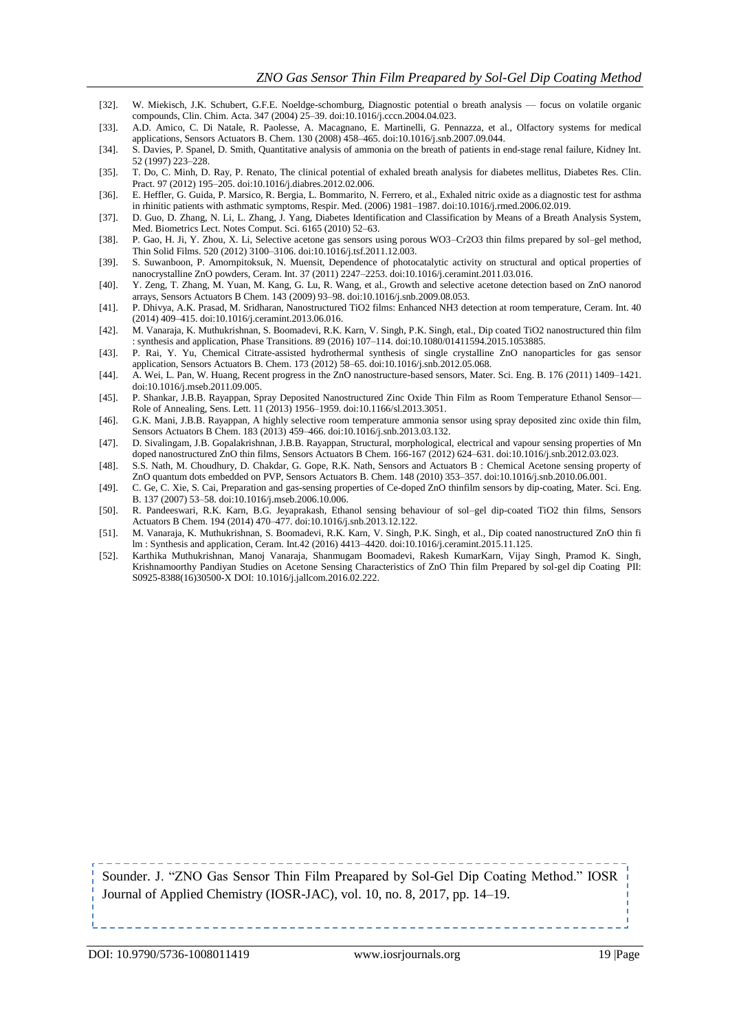[32]. W. Miekisch, J.K. Schubert, G.F.E. Noeldge-schomburg, Diagnostic potential o breath analysis — focus on volatile organic compounds, Clin. Chim. Acta. 347 (2004) 25–39. doi:10.1016/j.cccn.2004.04.023.

[33]. A.D. Amico, C. Di Natale, R. Paolesse, A. Macagnano, E. Martinelli, G. Pennazza, et al., Olfactory systems for medical applications, Sensors Actuators B. Chem. 130 (2008) 458–465. doi:10.1016/j.snb.2007.09.044.

[34]. S. Davies, P. Spanel, D. Smith, Quantitative analysis of ammonia on the breath of patients in end-stage renal failure, Kidney Int. 52 (1997) 223–228.

[35]. T. Do, C. Minh, D. Ray, P. Renato, The clinical potential of exhaled breath analysis for diabetes mellitus, Diabetes Res. Clin. Pract. 97 (2012) 195–205. doi:10.1016/j.diabres.2012.02.006.

[36]. E. Heffler, G. Guida, P. Marsico, R. Bergia, L. Bommarito, N. Ferrero, et al., Exhaled nitric oxide as a diagnostic test for asthma in rhinitic patients with asthmatic symptoms, Respir. Med. (2006) 1981–1987. doi:10.1016/j.rmed.2006.02.019.

[37]. D. Guo, D. Zhang, N. Li, L. Zhang, J. Yang, Diabetes Identification and Classification by Means of a Breath Analysis System, Med. Biometrics Lect. Notes Comput. Sci. 6165 (2010) 52–63.

[38]. P. Gao, H. Ji, Y. Zhou, X. Li, Selective acetone gas sensors using porous WO3–Cr2O3 thin films prepared by sol–gel method, Thin Solid Films. 520 (2012) 3100–3106. doi:10.1016/j.tsf.2011.12.003.

[39]. S. Suwanboon, P. Amornpitoksuk, N. Muensit, Dependence of photocatalytic activity on structural and optical properties of nanocrystalline ZnO powders, Ceram. Int. 37 (2011) 2247–2253. doi:10.1016/j.ceramint.2011.03.016.

[40]. Y. Zeng, T. Zhang, M. Yuan, M. Kang, G. Lu, R. Wang, et al., Growth and selective acetone detection based on ZnO nanorod arrays, Sensors Actuators B Chem. 143 (2009) 93–98. doi:10.1016/j.snb.2009.08.053.

[41]. P. Dhivya, A.K. Prasad, M. Sridharan, Nanostructured TiO2 films: Enhanced NH3 detection at room temperature, Ceram. Int. 40 (2014) 409–415. doi:10.1016/j.ceramint.2013.06.016.

[42]. M. Vanaraja, K. Muthukrishnan, S. Boomadevi, R.K. Karn, V. Singh, P.K. Singh, etal., Dip coated TiO2 nanostructured thin film : synthesis and application, Phase Transitions. 89 (2016) 107–114. doi:10.1080/01411594.2015.1053885.

[43]. P. Rai, Y. Yu, Chemical Citrate-assisted hydrothermal synthesis of single crystalline ZnO nanoparticles for gas sensor application, Sensors Actuators B. Chem. 173 (2012) 58–65. doi:10.1016/j.snb.2012.05.068.

[44]. A. Wei, L. Pan, W. Huang, Recent progress in the ZnO nanostructure-based sensors, Mater. Sci. Eng. B. 176 (2011) 1409–1421. doi:10.1016/j.mseb.2011.09.005.

[45]. P. Shankar, J.B.B. Rayappan, Spray Deposited Nanostructured Zinc Oxide Thin Film as Room Temperature Ethanol Sensor—Role of Annealing, Sens. Lett. 11 (2013) 1956–1959. doi:10.1166/sl.2013.3051.

[46]. G.K. Mani, J.B.B. Rayappan, A highly selective room temperature ammonia sensor using spray deposited zinc oxide thin film, Sensors Actuators B Chem. 183 (2013) 459–466. doi:10.1016/j.snb.2013.03.132.

[47]. D. Sivalingam, J.B. Gopalakrishnan, J.B.B. Rayappan, Structural, morphological, electrical and vapour sensing properties of Mn doped nanostructured ZnO thin films, Sensors Actuators B Chem. 166-167 (2012) 624–631. doi:10.1016/j.snb.2012.03.023.

[48]. S.S. Nath, M. Choudhury, D. Chakdar, G. Gope, R.K. Nath, Sensors and Actuators B : Chemical Acetone sensing property of ZnO quantum dots embedded on PVP, Sensors Actuators B. Chem. 148 (2010) 353–357. doi:10.1016/j.snb.2010.06.001.

[49]. C. Ge, C. Xie, S. Cai, Preparation and gas-sensing properties of Ce-doped ZnO thinfilm sensors by dip-coating, Mater. Sci. Eng. B. 137 (2007) 53–58. doi:10.1016/j.mseb.2006.10.006.

[50]. R. Pandeeswari, R.K. Karn, B.G. Jeyaprakash, Ethanol sensing behaviour of sol–gel dip-coated TiO2 thin films, Sensors Actuators B Chem. 194 (2014) 470–477. doi:10.1016/j.snb.2013.12.122.

[51]. M. Vanaraja, K. Muthukrishnan, S. Boomadevi, R.K. Karn, V. Singh, P.K. Singh, et al., Dip coated nanostructured ZnO thin fi lm : Synthesis and application, Ceram. Int.42 (2016) 4413–4420. doi:10.1016/j.ceramint.2015.11.125.

[52]. Karthika Muthukrishnan, Manoj Vanaraja, Shanmugam Boomadevi, Rakesh KumarKarn, Vijay Singh, Pramod K. Singh, Krishnamoorthy Pandiyan Studies on Acetone Sensing Characteristics of ZnO Thin film Prepared by sol-gel dip Coating PII: S0925-8388(16)30500-X DOI: 10.1016/j.jallcom.2016.02.222.

Sounder. J. "ZNO Gas Sensor Thin Film Preapared by Sol-Gel Dip Coating Method." IOSR Journal of Applied Chemistry (IOSR-JAC), vol. 10, no. 8, 2017, pp. 14–19.